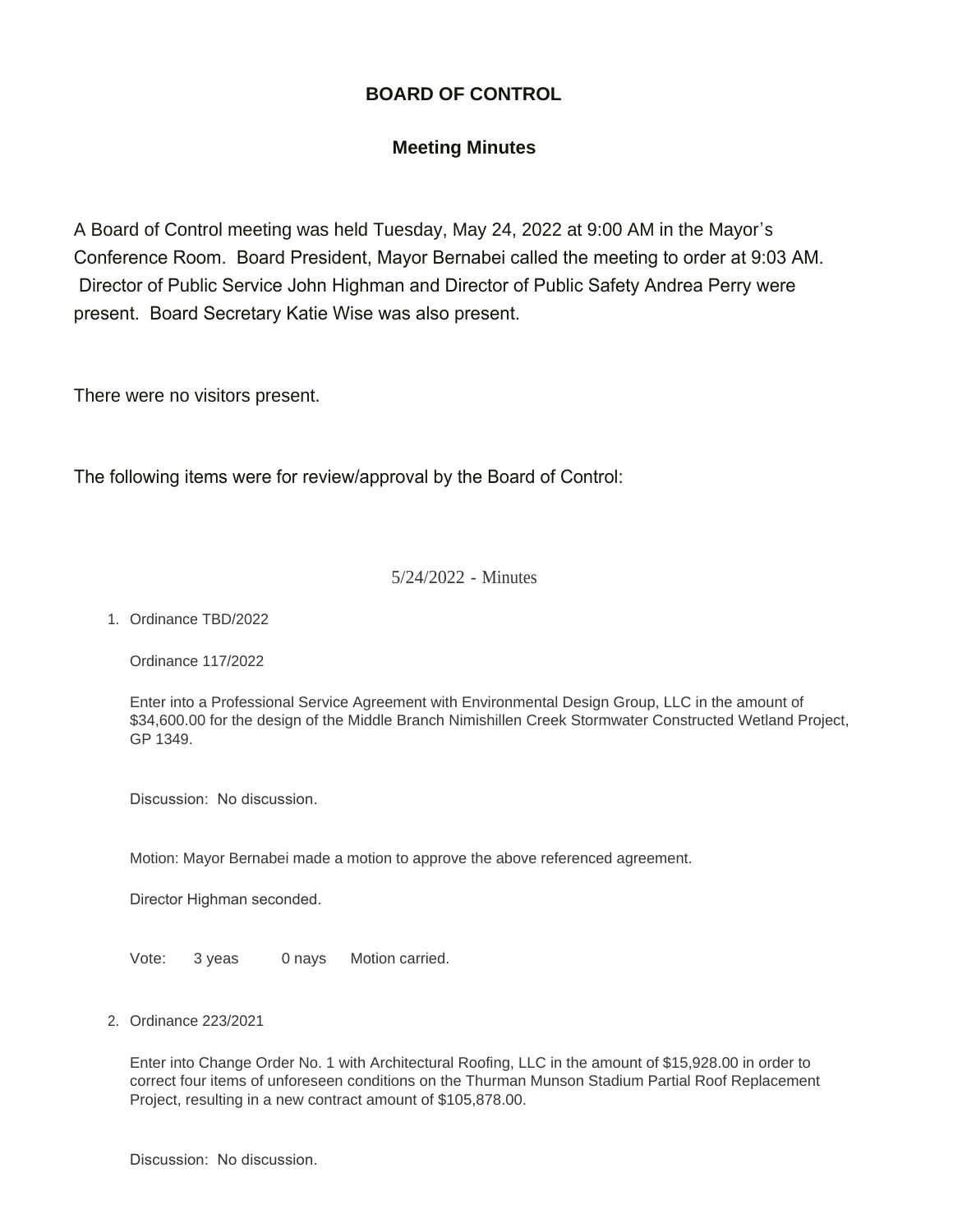# BOARD OF CONTROL

## Meeting Minutes

A Board of Control meeting was held Tuesday, May 24, 2022 at 9:00 AM in the Mayor's Conference Room. Board President, Mayor Bernabei called the meeting to order at 9:03 AM. Director of Public Service John Highman and Director of Public Safety Andrea Perry were present. Board Secretary Katie Wise was also present.

There were no visitors present.

The following items were for review/approval by the Board of Control:

5/24/2022 - Minutes

1. Ordinance TBD/2022

   Ordinance 117/2022

   Enter into a Professional Service Agreement with Environmental Design Group, LLC in the amount of $34,600.00 for the design of the Middle Branch Nimishillen Creek Stormwater Constructed Wetland Project, GP 1349.

   Discussion: No discussion.

   Motion: Mayor Bernabei made a motion to approve the above referenced agreement.

   Director Highman seconded.

   Vote: 3 yeas 0 nays Motion carried.

2. Ordinance 223/2021

   Enter into Change Order No. 1 with Architectural Roofing, LLC in the amount of $15,928.00 in order to correct four items of unforeseen conditions on the Thurman Munson Stadium Partial Roof Replacement Project, resulting in a new contract amount of $105,878.00.

   Discussion: No discussion.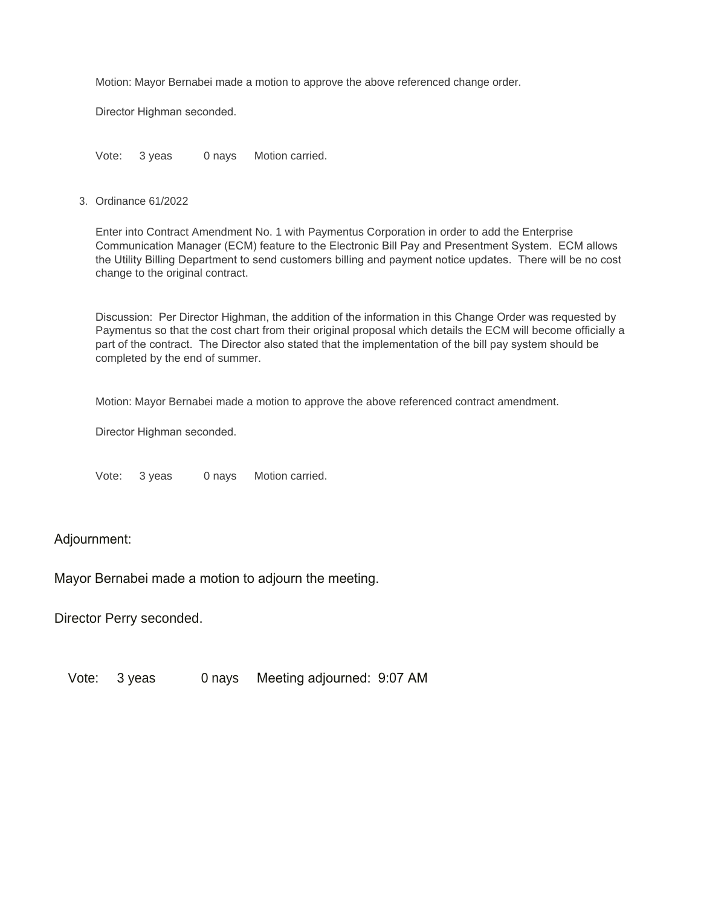Motion: Mayor Bernabei made a motion to approve the above referenced change order.

Director Highman seconded.

Vote: 3 yeas 0 nays Motion carried.

3. Ordinance 61/2022

   Enter into Contract Amendment No. 1 with Paymentus Corporation in order to add the Enterprise Communication Manager (ECM) feature to the Electronic Bill Pay and Presentment System. ECM allows the Utility Billing Department to send customers billing and payment notice updates. There will be no cost change to the original contract.

   Discussion: Per Director Highman, the addition of the information in this Change Order was requested by Paymentus so that the cost chart from their original proposal which details the ECM will become officially a part of the contract. The Director also stated that the implementation of the bill pay system should be completed by the end of summer.

   Motion: Mayor Bernabei made a motion to approve the above referenced contract amendment.

   Director Highman seconded.

   Vote: 3 yeas 0 nays Motion carried.

Adjournment:

Mayor Bernabei made a motion to adjourn the meeting.

Director Perry seconded.

Vote: 3 yeas 0 nays Meeting adjourned: 9:07 AM